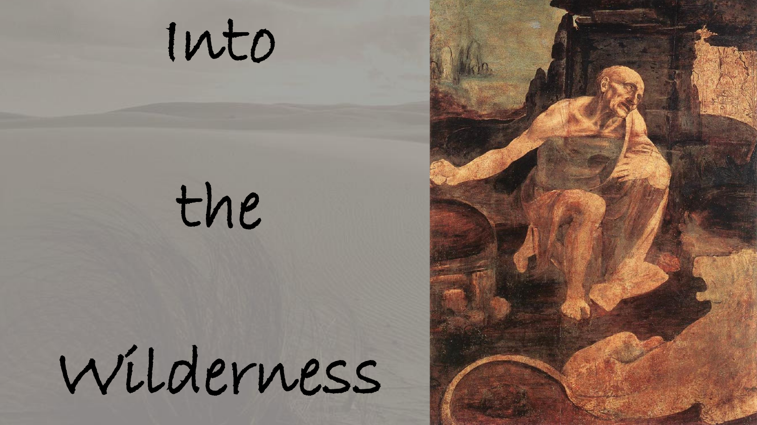# Into the Wilderness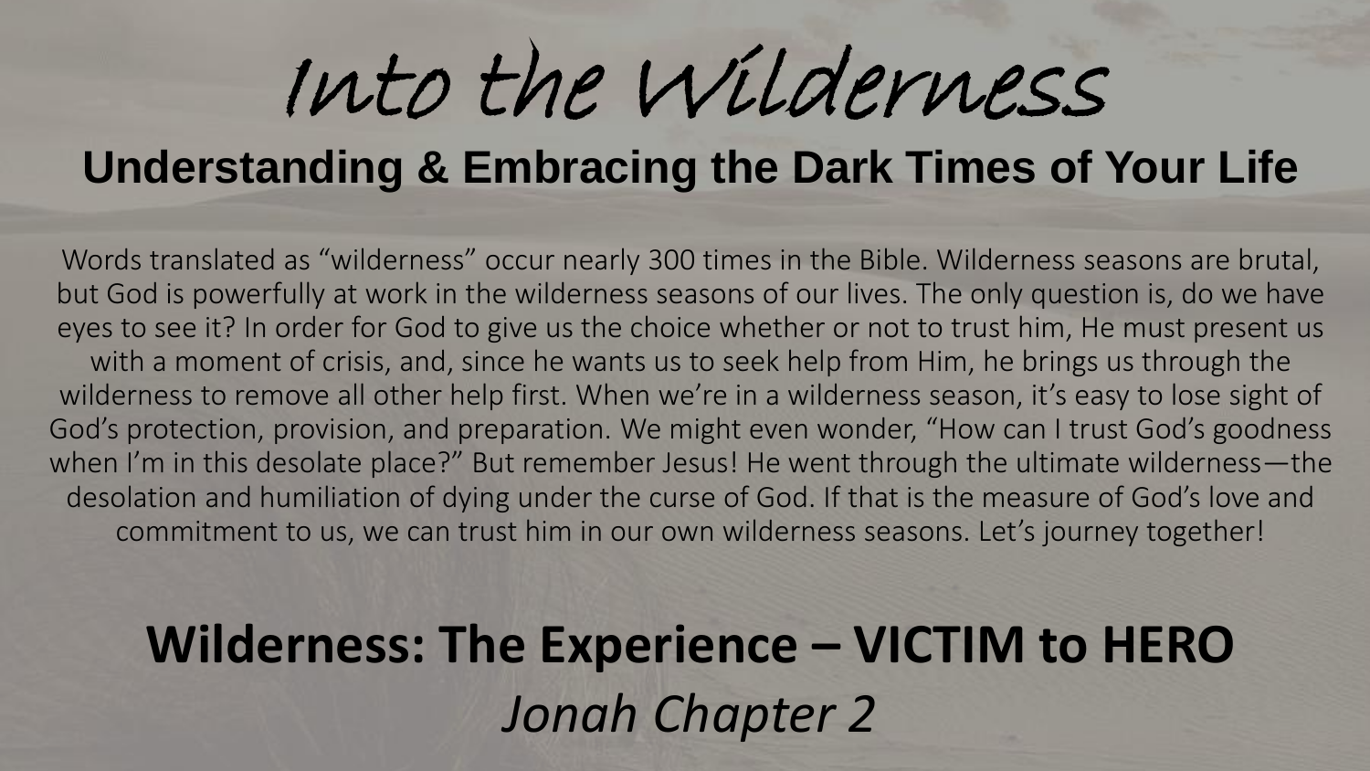# Into the Wilderness

## Understanding & Embracing the Dark Times of Your Life

Words translated as "wilderness" occur nearly 300 times in the Bible. Wilderness seasons are brutal, but God is powerfully at work in the wilderness seasons of our lives. The only question is, do we have eyes to see it? In order for God to give us the choice whether or not to trust him, He must present us with a moment of crisis, and, since he wants us to seek help from Him, he brings us through the wilderness to remove all other help first. When we're in a wilderness season, it's easy to lose sight of God's protection, provision, and preparation. We might even wonder, "How can I trust God's goodness when I'm in this desolate place?" But remember Jesus! He went through the ultimate wilderness—the desolation and humiliation of dying under the curse of God. If that is the measure of God's love and commitment to us, we can trust him in our own wilderness seasons. Let's journey together!

## Wilderness: The Experience – VICTIM to HERO

*Jonah Chapter 2*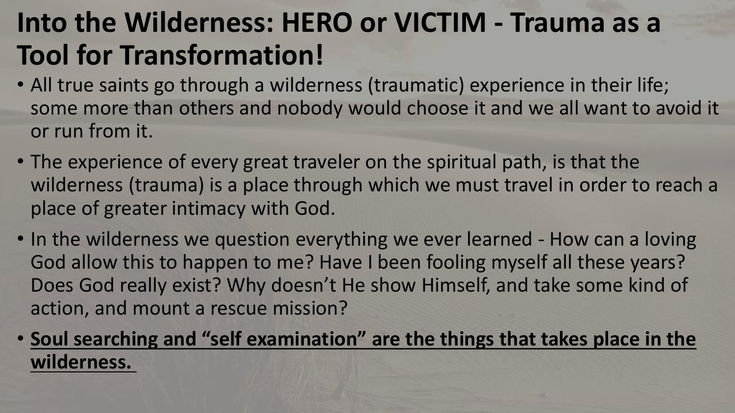# Into the Wilderness: HERO or VICTIM - Trauma as a Tool for Transformation!

- All true saints go through a wilderness (traumatic) experience in their life; some more than others and nobody would choose it and we all want to avoid it or run from it.
- The experience of every great traveler on the spiritual path, is that the wilderness (trauma) is a place through which we must travel in order to reach a place of greater intimacy with God.
- In the wilderness we question everything we ever learned - How can a loving God allow this to happen to me? Have I been fooling myself all these years? Does God really exist? Why doesn't He show Himself, and take some kind of action, and mount a rescue mission?
- <u>**Soul searching and "self examination" are the things that takes place in the wilderness.**</u>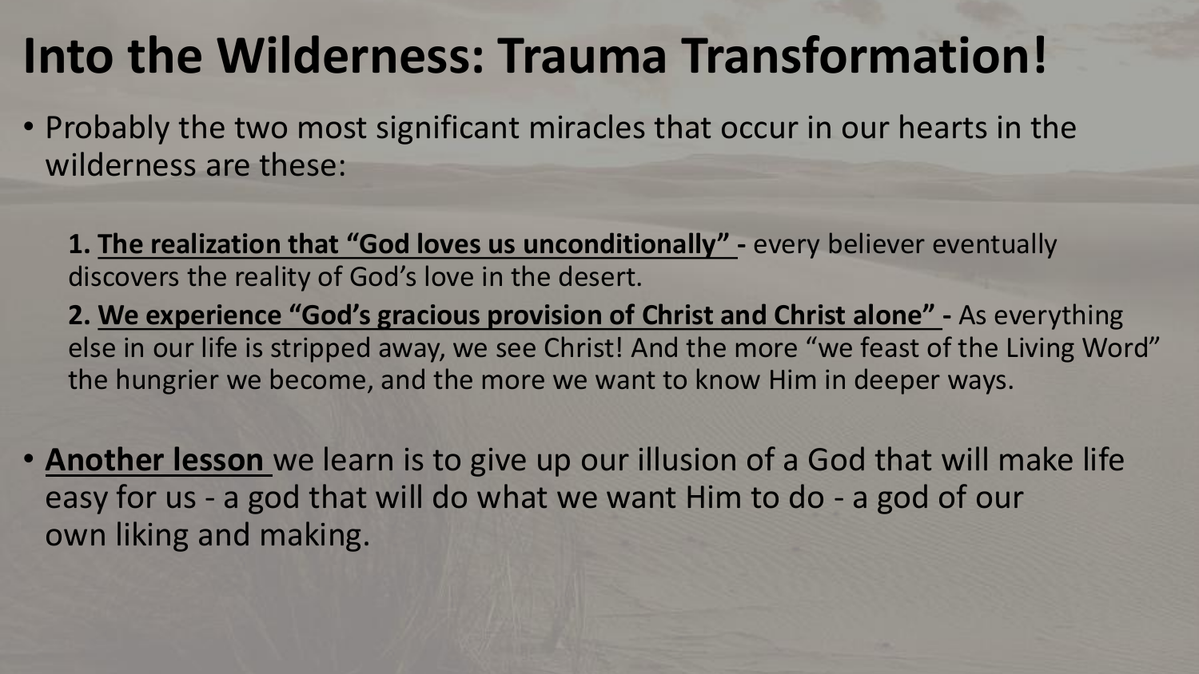# Into the Wilderness: Trauma Transformation!

- Probably the two most significant miracles that occur in our hearts in the wilderness are these:

  1. **The realization that "God loves us unconditionally" -** every believer eventually discovers the reality of God's love in the desert.
  2. **We experience "God's gracious provision of Christ and Christ alone" -** As everything else in our life is stripped away, we see Christ! And the more "we feast of the Living Word" the hungrier we become, and the more we want to know Him in deeper ways.

- **Another lesson** we learn is to give up our illusion of a God that will make life easy for us - a god that will do what we want Him to do - a god of our own liking and making.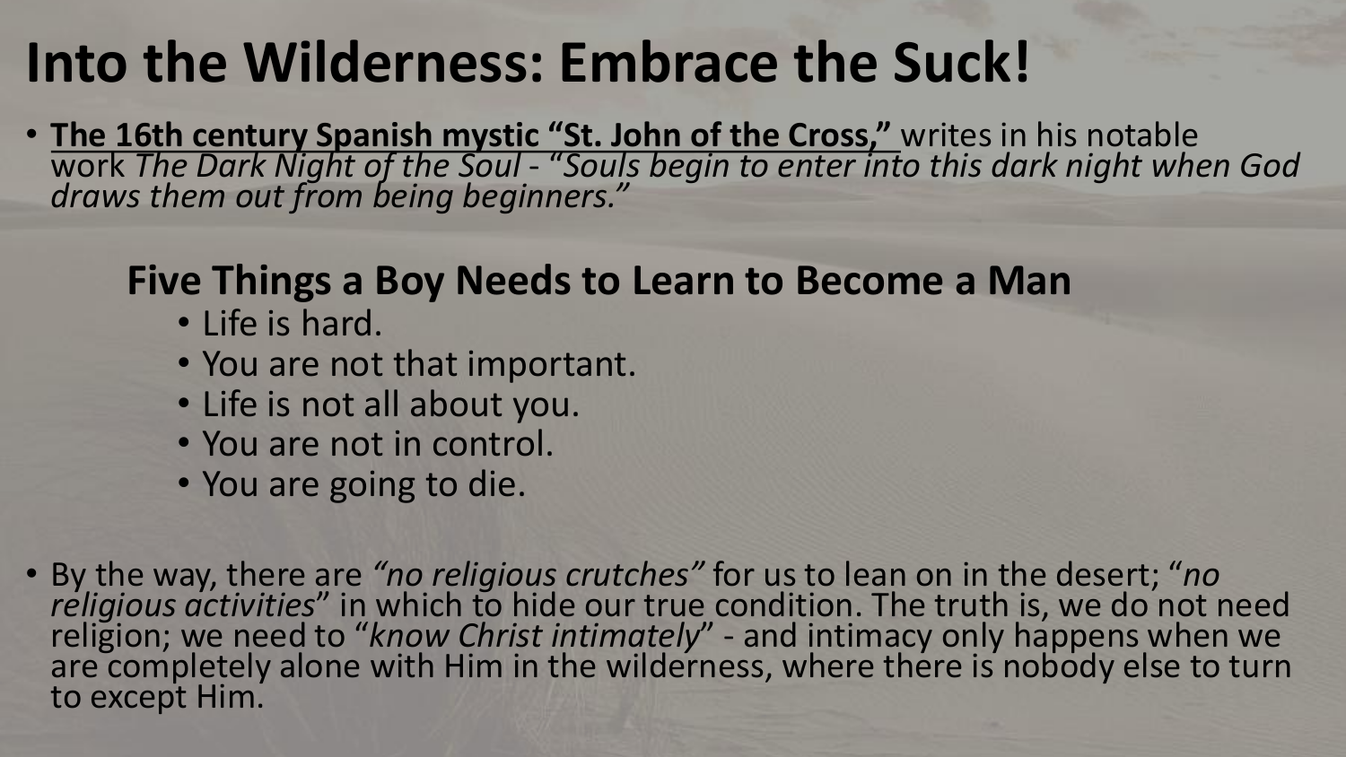# Into the Wilderness: Embrace the Suck!

- **The 16th century Spanish mystic "St. John of the Cross,"** writes in his notable work *The Dark Night of the Soul - "Souls begin to enter into this dark night when God draws them out from being beginners."*

## Five Things a Boy Needs to Learn to Become a Man

- Life is hard.
- You are not that important.
- Life is not all about you.
- You are not in control.
- You are going to die.

- By the way, there are *"no religious crutches"* for us to lean on in the desert; "*no religious activities*" in which to hide our true condition. The truth is, we do not need religion; we need to "*know Christ intimately*" - and intimacy only happens when we are completely alone with Him in the wilderness, where there is nobody else to turn to except Him.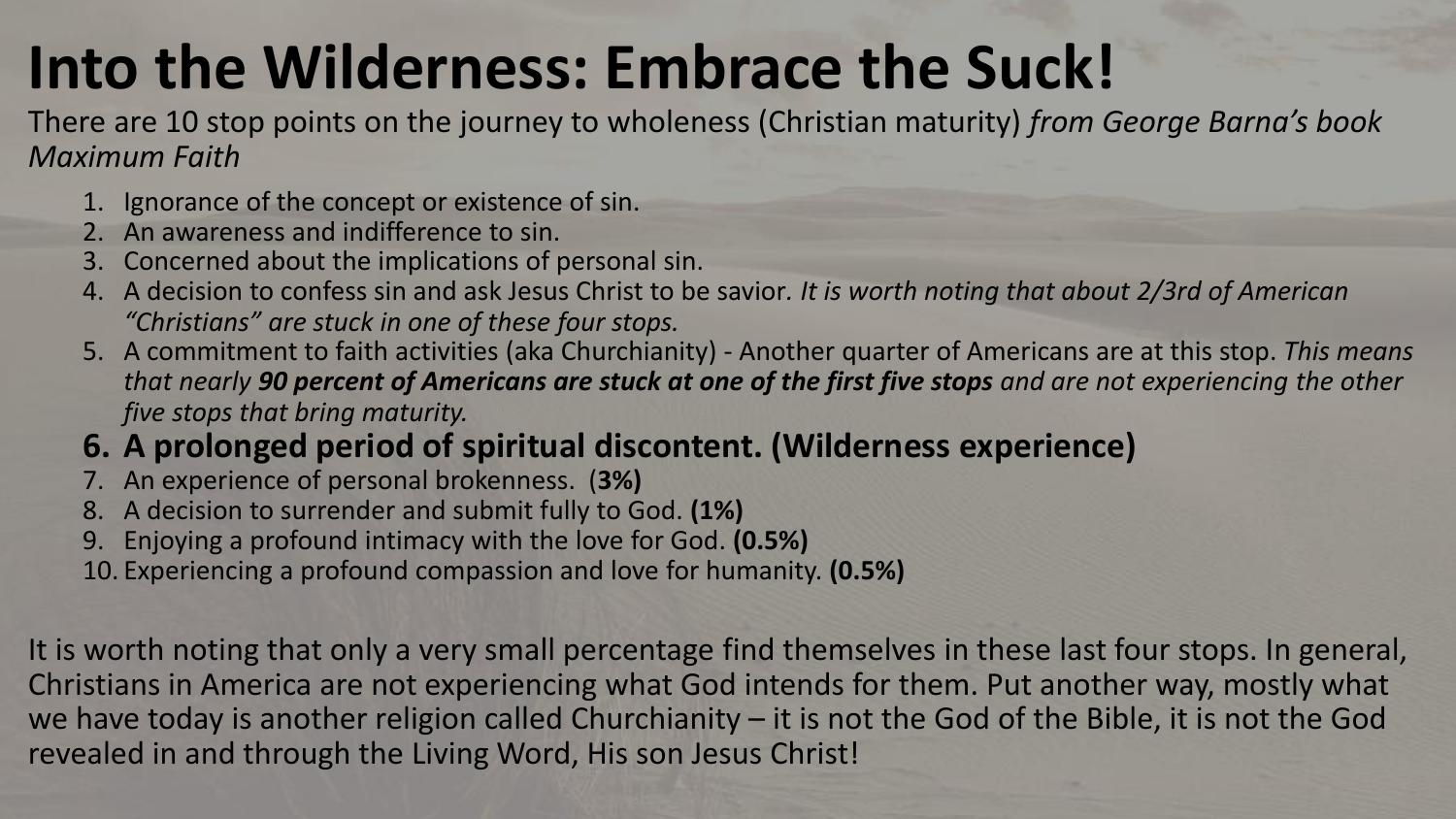# Into the Wilderness: Embrace the Suck!

There are 10 stop points on the journey to wholeness (Christian maturity) *from George Barna's book Maximum Faith*

1. Ignorance of the concept or existence of sin.
2. An awareness and indifference to sin.
3. Concerned about the implications of personal sin.
4. A decision to confess sin and ask Jesus Christ to be savior. *It is worth noting that about 2/3rd of American "Christians" are stuck in one of these four stops.*
5. A commitment to faith activities (aka Churchianity) - Another quarter of Americans are at this stop. *This means that nearly **90 percent of Americans are stuck at one of the first five stops** and are not experiencing the other five stops that bring maturity.*
6. **A prolonged period of spiritual discontent. (Wilderness experience)**
7. An experience of personal brokenness. (**3%)**
8. A decision to surrender and submit fully to God. **(1%)**
9. Enjoying a profound intimacy with the love for God. **(0.5%)**
10. Experiencing a profound compassion and love for humanity. **(0.5%)**

It is worth noting that only a very small percentage find themselves in these last four stops. In general, Christians in America are not experiencing what God intends for them. Put another way, mostly what we have today is another religion called Churchianity – it is not the God of the Bible, it is not the God revealed in and through the Living Word, His son Jesus Christ!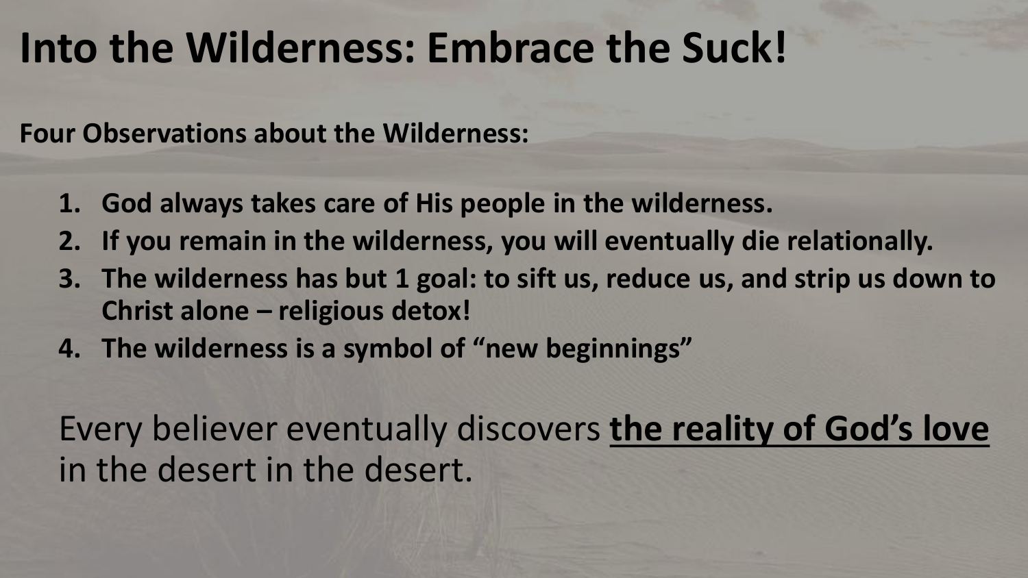# Into the Wilderness: Embrace the Suck!

**Four Observations about the Wilderness:**

1. **God always takes care of His people in the wilderness.**
2. **If you remain in the wilderness, you will eventually die relationally.**
3. **The wilderness has but 1 goal: to sift us, reduce us, and strip us down to Christ alone – religious detox!**
4. **The wilderness is a symbol of "new beginnings"**

Every believer eventually discovers <u>**the reality of God's love**</u> in the desert in the desert.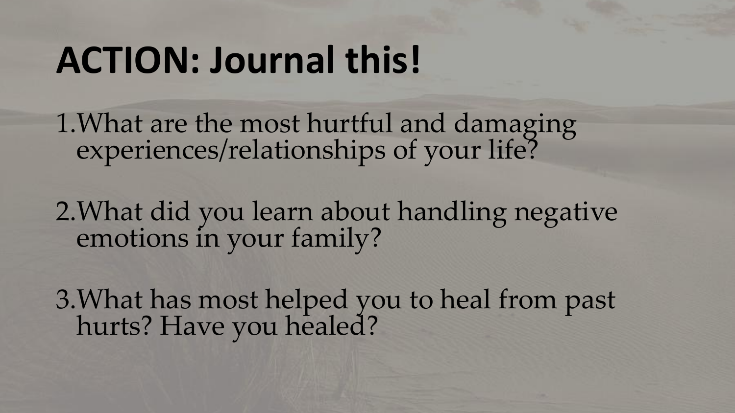# ACTION: Journal this!

1. What are the most hurtful and damaging experiences/relationships of your life?

2. What did you learn about handling negative emotions in your family?

3. What has most helped you to heal from past hurts? Have you healed?